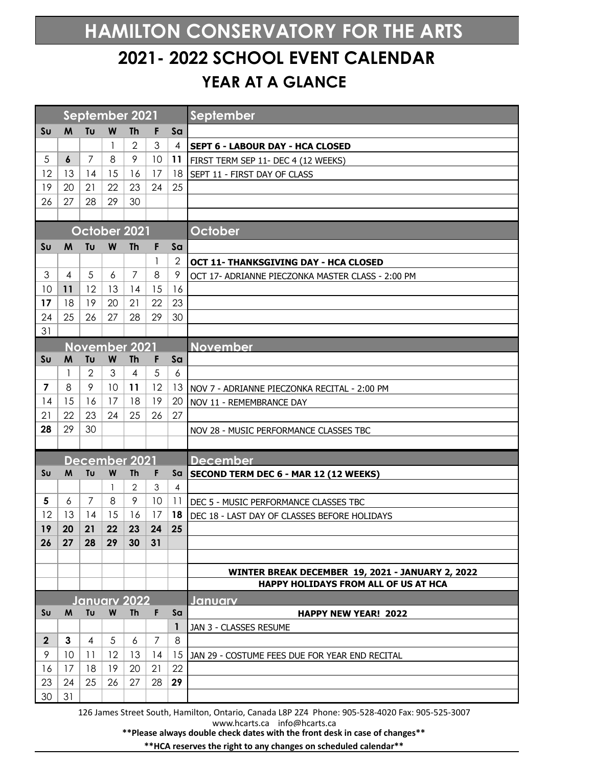# HAMILTON CONSERVATORY FOR THE ARTS

## 2021- 2022 SCHOOL EVENT CALENDAR

### YEAR AT A GLANCE

| September 2021 | | | | | | | September |
|---|---|---|---|---|---|---|---|
| Su | M | Tu | W | Th | F | Sa | |
| | | | 1 | 2 | 3 | 4 | **SEPT 6 - LABOUR DAY - HCA CLOSED** |
| 5 | **6** | 7 | 8 | 9 | 10 | **11** | FIRST TERM SEP 11- DEC 4 (12 WEEKS) |
| 12 | 13 | 14 | 15 | 16 | 17 | 18 | SEPT 11 - FIRST DAY OF CLASS |
| 19 | 20 | 21 | 22 | 23 | 24 | 25 | |
| 26 | 27 | 28 | 29 | 30 | | | |

| October 2021 | | | | | | | October |
|---|---|---|---|---|---|---|---|
| Su | M | Tu | W | Th | F | Sa | |
| | | | | | 1 | 2 | **OCT 11- THANKSGIVING DAY - HCA CLOSED** |
| 3 | 4 | 5 | 6 | 7 | 8 | 9 | OCT 17- ADRIANNE PIECZONKA MASTER CLASS - 2:00 PM |
| 10 | **11** | 12 | 13 | 14 | 15 | 16 | |
| **17** | 18 | 19 | 20 | 21 | 22 | 23 | |
| 24 | 25 | 26 | 27 | 28 | 29 | 30 | |
| 31 | | | | | | | |

| November 2021 | | | | | | | November |
|---|---|---|---|---|---|---|---|
| Su | M | Tu | W | Th | F | Sa | |
| | 1 | 2 | 3 | 4 | 5 | 6 | |
| **7** | 8 | 9 | 10 | **11** | 12 | 13 | NOV 7 - ADRIANNE PIECZONKA RECITAL - 2:00 PM |
| 14 | 15 | 16 | 17 | 18 | 19 | 20 | NOV 11 - REMEMBRANCE DAY |
| 21 | 22 | 23 | 24 | 25 | 26 | 27 | |
| **28** | 29 | 30 | | | | | NOV 28 - MUSIC PERFORMANCE CLASSES TBC |

| December 2021 | | | | | | | December |
|---|---|---|---|---|---|---|---|
| Su | M | Tu | W | Th | F | Sa | **SECOND TERM DEC 6 - MAR 12 (12 WEEKS)** |
| | | | 1 | 2 | 3 | 4 | |
| **5** | 6 | 7 | 8 | 9 | 10 | 11 | DEC 5 - MUSIC PERFORMANCE CLASSES TBC |
| 12 | 13 | 14 | 15 | 16 | 17 | **18** | DEC 18 - LAST DAY OF CLASSES BEFORE HOLIDAYS |
| **19** | **20** | **21** | **22** | **23** | **24** | **25** | |
| **26** | **27** | **28** | **29** | **30** | **31** | | |
| | | | | | | | **WINTER BREAK DECEMBER 19, 2021 - JANUARY 2, 2022** |
| | | | | | | | **HAPPY HOLIDAYS FROM ALL OF US AT HCA** |

| January 2022 | | | | | | | January |
|---|---|---|---|---|---|---|---|
| Su | M | Tu | W | Th | F | Sa | **HAPPY NEW YEAR! 2022** |
| | | | | | | **1** | JAN 3 - CLASSES RESUME |
| **2** | **3** | 4 | 5 | 6 | 7 | 8 | |
| 9 | 10 | 11 | 12 | 13 | 14 | 15 | JAN 29 - COSTUME FEES DUE FOR YEAR END RECITAL |
| 16 | 17 | 18 | 19 | 20 | 21 | 22 | |
| 23 | 24 | 25 | 26 | 27 | 28 | **29** | |
| 30 | 31 | | | | | | |

126 James Street South, Hamilton, Ontario, Canada L8P 2Z4 Phone: 905-528-4020 Fax: 905-525-3007
www.hcarts.ca info@hcarts.ca

**\*\*Please always double check dates with the front desk in case of changes\*\***

**\*\*HCA reserves the right to any changes on scheduled calendar\*\***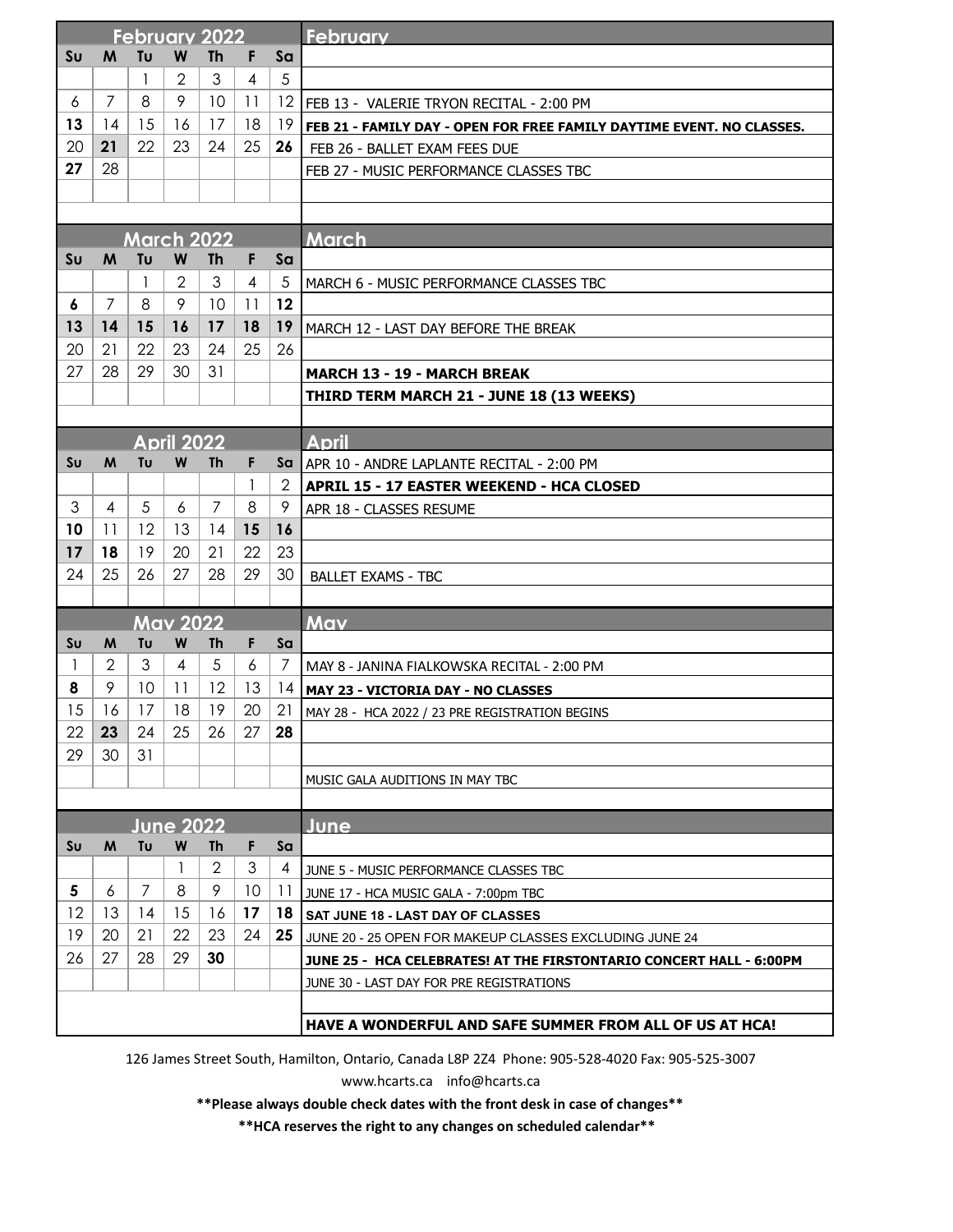| February 2022 | | | | | | | February |
|---|---|---|---|---|---|---|---|
| Su | M | Tu | W | Th | F | Sa | |
| | | 1 | 2 | 3 | 4 | 5 | |
| 6 | 7 | 8 | 9 | 10 | 11 | 12 | FEB 13 - VALERIE TRYON RECITAL - 2:00 PM |
| **13** | 14 | 15 | 16 | 17 | 18 | 19 | **FEB 21 - FAMILY DAY - OPEN FOR FREE FAMILY DAYTIME EVENT. NO CLASSES.** |
| 20 | **21** | 22 | 23 | 24 | 25 | **26** | FEB 26 - BALLET EXAM FEES DUE |
| **27** | 28 | | | | | | FEB 27 - MUSIC PERFORMANCE CLASSES TBC |

| March 2022 | | | | | | | March |
|---|---|---|---|---|---|---|---|
| Su | M | Tu | W | Th | F | Sa | |
| | | 1 | 2 | 3 | 4 | 5 | MARCH 6 - MUSIC PERFORMANCE CLASSES TBC |
| **6** | 7 | 8 | 9 | 10 | 11 | **12** | |
| **13** | **14** | **15** | **16** | **17** | **18** | **19** | MARCH 12 - LAST DAY BEFORE THE BREAK |
| 20 | 21 | 22 | 23 | 24 | 25 | 26 | |
| 27 | 28 | 29 | 30 | 31 | | | **MARCH 13 - 19 - MARCH BREAK** |
| | | | | | | | **THIRD TERM MARCH 21 - JUNE 18 (13 WEEKS)** |

| April 2022 | | | | | | | April |
|---|---|---|---|---|---|---|---|
| Su | M | Tu | W | Th | F | Sa | APR 10 - ANDRE LAPLANTE RECITAL - 2:00 PM |
| | | | | | 1 | 2 | **APRIL 15 - 17 EASTER WEEKEND - HCA CLOSED** |
| 3 | 4 | 5 | 6 | 7 | 8 | 9 | APR 18 - CLASSES RESUME |
| **10** | 11 | 12 | 13 | 14 | **15** | **16** | |
| **17** | **18** | 19 | 20 | 21 | 22 | 23 | |
| 24 | 25 | 26 | 27 | 28 | 29 | 30 | BALLET EXAMS - TBC |

| May 2022 | | | | | | | May |
|---|---|---|---|---|---|---|---|
| Su | M | Tu | W | Th | F | Sa | |
| 1 | 2 | 3 | 4 | 5 | 6 | 7 | MAY 8 - JANINA FIALKOWSKA RECITAL - 2:00 PM |
| **8** | 9 | 10 | 11 | 12 | 13 | 14 | **MAY 23 - VICTORIA DAY - NO CLASSES** |
| 15 | 16 | 17 | 18 | 19 | 20 | 21 | MAY 28 - HCA 2022 / 23 PRE REGISTRATION BEGINS |
| 22 | **23** | 24 | 25 | 26 | 27 | **28** | |
| 29 | 30 | 31 | | | | | |
| | | | | | | | MUSIC GALA AUDITIONS IN MAY TBC |

| June 2022 | | | | | | | June |
|---|---|---|---|---|---|---|---|
| Su | M | Tu | W | Th | F | Sa | |
| | | | 1 | 2 | 3 | 4 | JUNE 5 - MUSIC PERFORMANCE CLASSES TBC |
| **5** | 6 | 7 | 8 | 9 | 10 | 11 | JUNE 17 - HCA MUSIC GALA - 7:00pm TBC |
| 12 | 13 | 14 | 15 | 16 | **17** | **18** | **SAT JUNE 18 - LAST DAY OF CLASSES** |
| 19 | 20 | 21 | 22 | 23 | 24 | **25** | JUNE 20 - 25 OPEN FOR MAKEUP CLASSES EXCLUDING JUNE 24 |
| 26 | 27 | 28 | 29 | **30** | | | **JUNE 25 - HCA CELEBRATES! AT THE FIRSTONTARIO CONCERT HALL - 6:00PM** |
| | | | | | | | JUNE 30 - LAST DAY FOR PRE REGISTRATIONS |
| | | | | | | | **HAVE A WONDERFUL AND SAFE SUMMER FROM ALL OF US AT HCA!** |

126 James Street South, Hamilton, Ontario, Canada L8P 2Z4 Phone: 905-528-4020 Fax: 905-525-3007

www.hcarts.ca info@hcarts.ca

**\*\*Please always double check dates with the front desk in case of changes\*\***

**\*\*HCA reserves the right to any changes on scheduled calendar\*\***